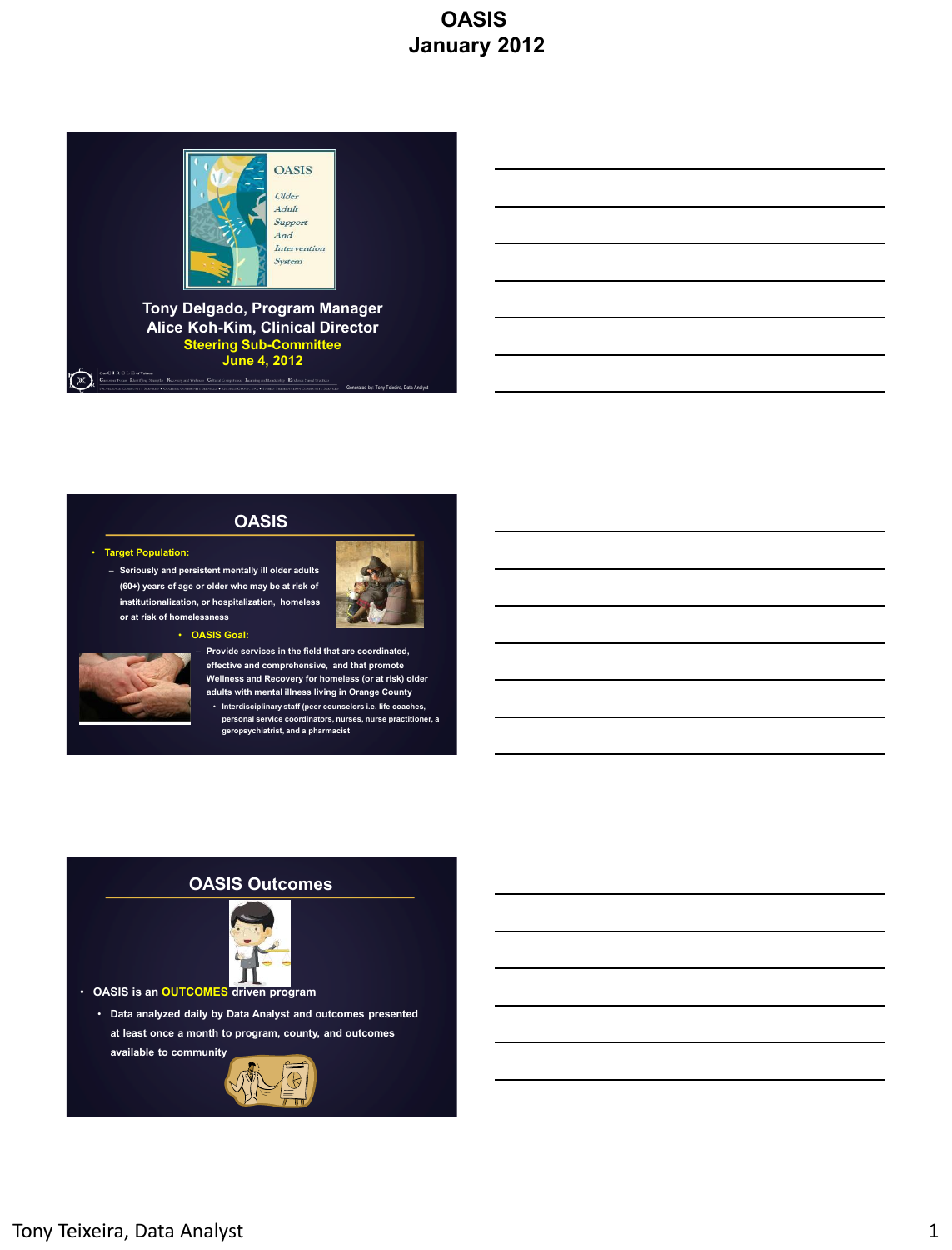# OASIS
# January 2012

## OASIS

*Older Adult Support And Intervention System*

**Tony Delgado, Program Manager**
**Alice Koh-Kim, Clinical Director**
**Steering Sub-Committee**
**June 4, 2012**

Generated by: Tony Teixeira, Data Analyst

## OASIS

- **Target Population:**
  - Seriously and persistent mentally ill older adults (60+) years of age or older who may be at risk of institutionalization, or hospitalization, homeless or at risk of homelessness
- **OASIS Goal:**
  - Provide services in the field that are coordinated, effective and comprehensive, and that promote Wellness and Recovery for homeless (or at risk) older adults with mental illness living in Orange County
    - Interdisciplinary staff (peer counselors i.e. life coaches, personal service coordinators, nurses, nurse practitioner, a geropsychiatrist, and a pharmacist

## OASIS Outcomes

- OASIS is an **OUTCOMES** driven program
  - Data analyzed daily by Data Analyst and outcomes presented at least once a month to program, county, and outcomes available to community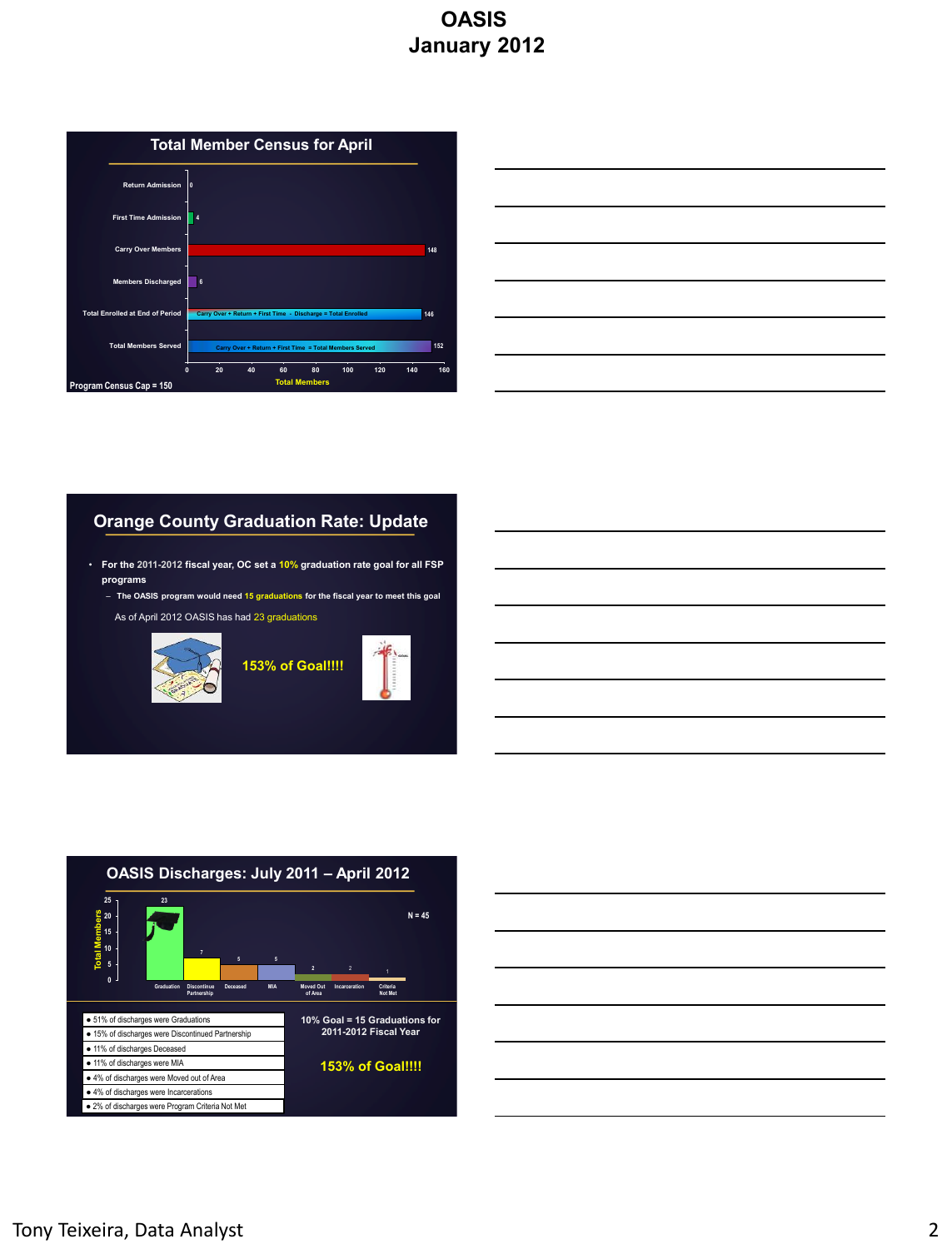# OASIS
# January 2012

## Total Member Census for April

| Category | Total Members |
|---|---|
| Return Admission | 0 |
| First Time Admission | 4 |
| Carry Over Members | 148 |
| Members Discharged | 6 |
| Total Enrolled at End of Period (Carry Over + Return + First Time - Discharge = Total Enrolled) | 146 |
| Total Members Served (Carry Over + Return + First Time = Total Members Served) | 152 |

Program Census Cap = 150

## Orange County Graduation Rate: Update

- For the 2011-2012 fiscal year, OC set a 10% graduation rate goal for all FSP programs
  - The OASIS program would need 15 graduations for the fiscal year to meet this goal

As of April 2012 OASIS has had 23 graduations

**153% of Goal!!!!**

## OASIS Discharges: July 2011 – April 2012

N = 45

| Discharge Reason | Total Members |
|---|---|
| Graduation | 23 |
| Discontinue Partnership | 7 |
| Deceased | 5 |
| MIA | 5 |
| Moved Out of Area | 2 |
| Incarceration | 2 |
| Criteria Not Met | 1 |

- 51% of discharges were Graduations
- 15% of discharges were Discontinued Partnership
- 11% of discharges Deceased
- 11% of discharges were MIA
- 4% of discharges were Moved out of Area
- 4% of discharges were Incarcerations
- 2% of discharges were Program Criteria Not Met

10% Goal = 15 Graduations for 2011-2012 Fiscal Year

**153% of Goal!!!!**

Tony Teixeira, Data Analyst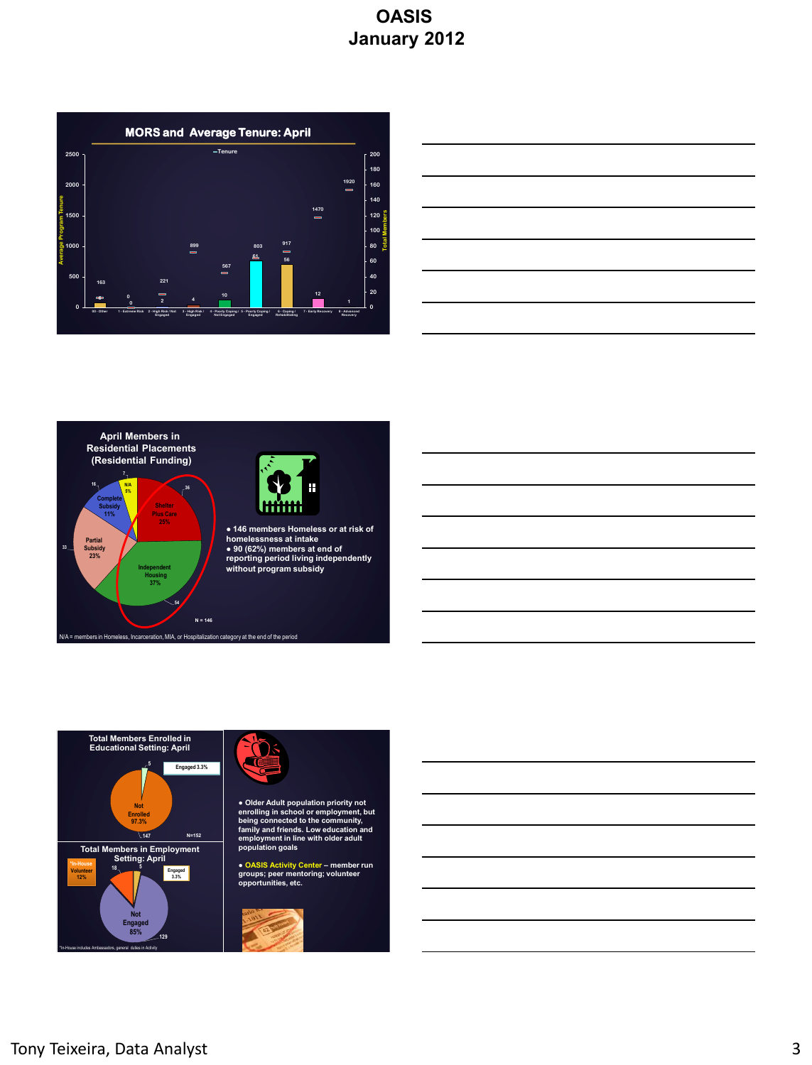# OASIS
## January 2012

### MORS and Average Tenure: April

Tenure

| Category | Average Program Tenure | Total Members |
|---|---|---|
| 00 - Other | 163 | |
| 1 - Extreme Risk | 0 | 0 |
| 2 - High Risk / Not Engaged | 221 | 2 |
| 3 - High Risk / Engaged | 899 | 4 |
| 4 - Poorly Coping / Not Engaged | 567 | 10 |
| 5 - Poorly Coping / Engaged | 803 | 61 |
| 6 - Coping / Rehabilitating | 917 | 56 |
| 7 - Early Recovery | 1470 | 12 |
| 8 - Advanced Recovery | 1920 | 1 |

### April Members in Residential Placements (Residential Funding)

| Placement | Members | Percent |
|---|---|---|
| N/A | 7 | 5% |
| Shelter Plus Care | 36 | 25% |
| Independent Housing | 54 | 37% |
| Partial Subsidy | 33 | 23% |
| Complete Subsidy | 16 | 11% |

N = 146

- 146 members Homeless or at risk of homelessness at intake
- 90 (62%) members at end of reporting period living independently without program subsidy

N/A = members in Homeless, Incarceration, MIA, or Hospitalization category at the end of the period

### Total Members Enrolled in Educational Setting: April

- Engaged 3.3% (5)
- Not Enrolled 97.3% (147)

N=152

### Total Members in Employment Setting: April

- *In-House Volunteer 12% (18)
- Engaged 3.3% (5)
- Not Engaged 85% (129)

*In-House includes Ambassadors, general duties in Activity

- Older Adult population priority not enrolling in school or employment, but being connected to the community, family and friends. Low education and employment in line with older adult population goals
- OASIS Activity Center – member run groups; peer mentoring; volunteer opportunities, etc.

Tony Teixeira, Data Analyst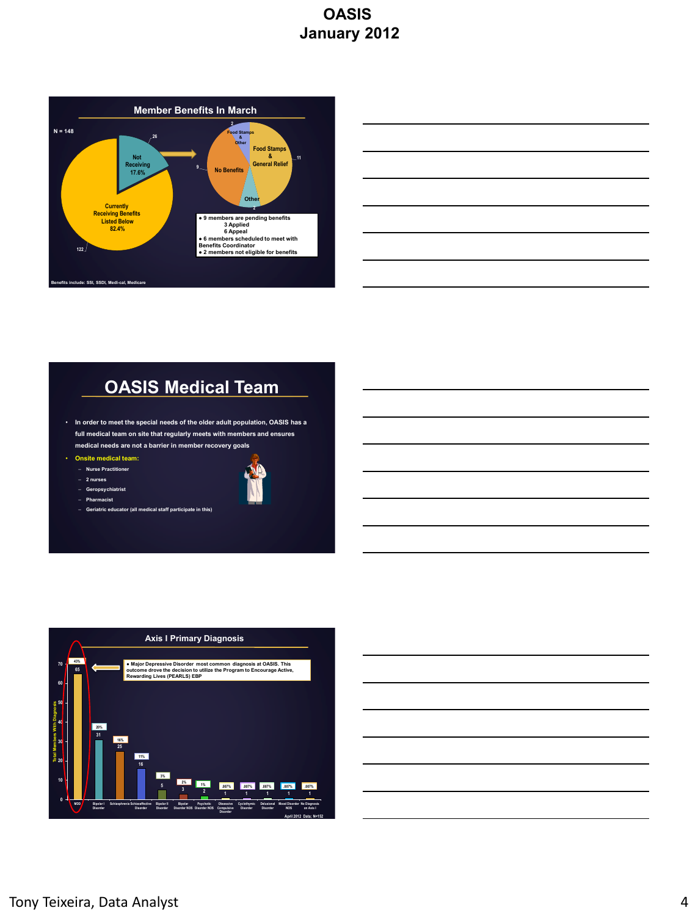# OASIS
# January 2012

## Member Benefits In March

N = 148

- Not Receiving 17.6% (26)
- Currently Receiving Benefits Listed Below 82.4% (122)

Breakdown of Not Receiving:

- Food Stamps & Other: 2
- Food Stamps & General Relief: 11
- No Benefits: 9
- Other: 2

- 9 members are pending benefits
  - 3 Applied
  - 6 Appeal
- 6 members scheduled to meet with Benefits Coordinator
- 2 members not eligible for benefits

Benefits include: SSI, SSDI, Medi-cal, Medicare

## OASIS Medical Team

- In order to meet the special needs of the older adult population, OASIS has a full medical team on site that regularly meets with members and ensures medical needs are not a barrier in member recovery goals
- Onsite medical team:
  - Nurse Practitioner
  - 2 nurses
  - Geropsychiatrist
  - Pharmacist
  - Geriatric educator (all medical staff participate in this)

## Axis I Primary Diagnosis

- Major Depressive Disorder most common diagnosis at OASIS. This outcome drove the decision to utilize the Program to Encourage Active, Rewarding Lives (PEARLS) EBP

| Diagnosis | Total Members With Diagnosis | Percent |
|---|---|---|
| MDD | 65 | 43% |
| Bipolar I Disorder | 31 | 20% |
| Schizophrenia | 25 | 16% |
| Schizoaffective Disorder | 16 | 11% |
| Bipolar II Disorder | 5 | 3% |
| Bipolar Disorder NOS | 3 | 2% |
| Psychotic Disorder NOS | 2 | 1% |
| Obsessive Compulsive Disorder | 1 | .007% |
| Cyclothymic Disorder | 1 | .007% |
| Delusional Disorder | 1 | .007% |
| Mood Disorder NOS | 1 | .007% |
| No Diagnosis on Axis I | 1 | .007% |

April 2012 Data; N=152

Tony Teixeira, Data Analyst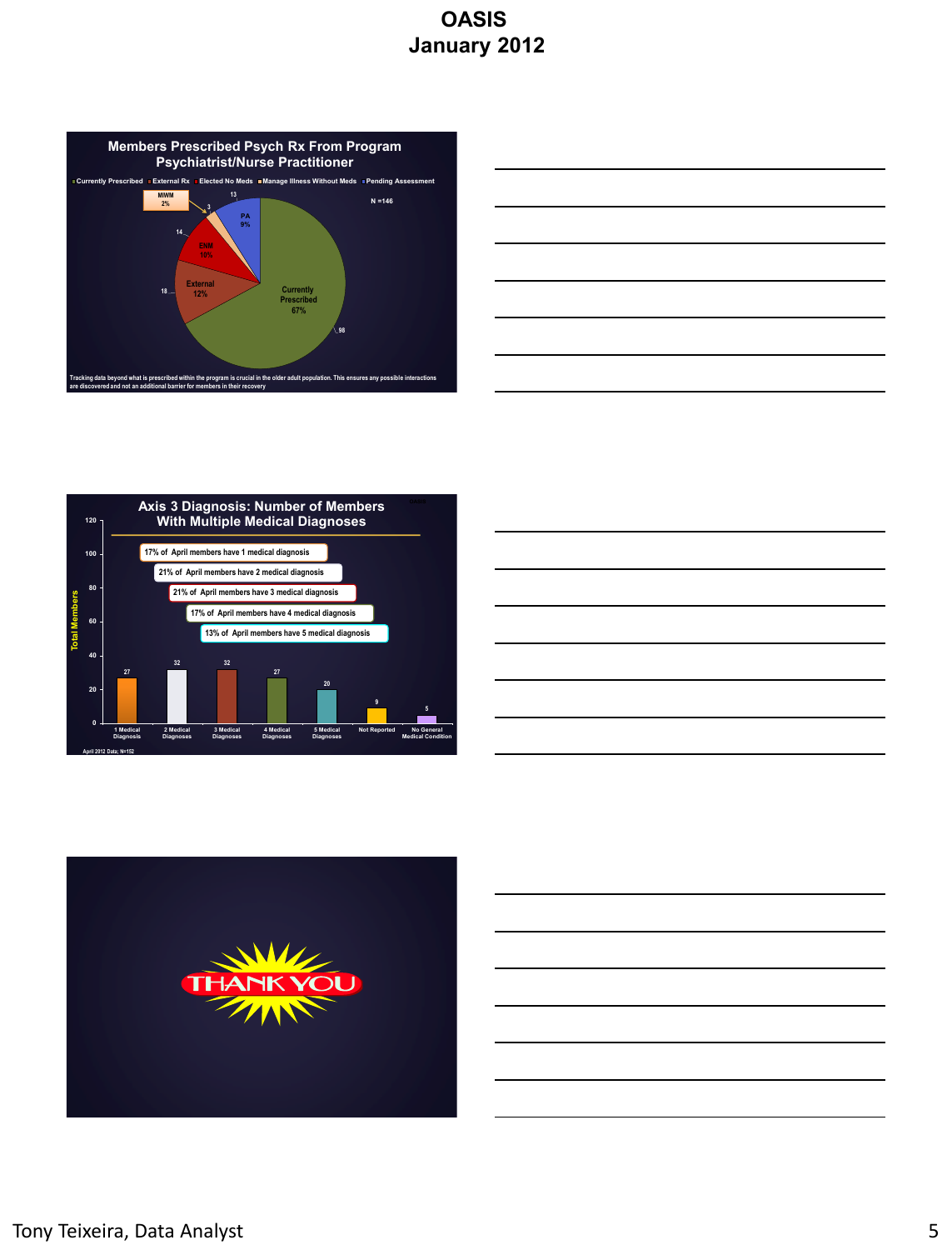# OASIS
# January 2012

## Members Prescribed Psych Rx From Program Psychiatrist/Nurse Practitioner

Currently Prescribed · External Rx · Elected No Meds · Manage Illness Without Meds · Pending Assessment

N =146

MIWM 2%

3

13

PA 9%

14

ENM 10%

18

External 12%

Currently Prescribed 67%

98

Tracking data beyond what is prescribed within the program is crucial in the older adult population. This ensures any possible interactions are discovered and not an additional barrier for members in their recovery

## Axis 3 Diagnosis: Number of Members With Multiple Medical Diagnoses

17% of April members have 1 medical diagnosis

21% of April members have 2 medical diagnosis

21% of April members have 3 medical diagnosis

17% of April members have 4 medical diagnosis

13% of April members have 5 medical diagnosis

Total Members

120
100
80
60
40
20
0

27 — 1 Medical Diagnosis

32 — 2 Medical Diagnoses

32 — 3 Medical Diagnoses

27 — 4 Medical Diagnoses

20 — 5 Medical Diagnoses

9 — Not Reported

5 — No General Medical Condition

April 2012 Data; N=152

THANK YOU

Tony Teixeira, Data Analyst